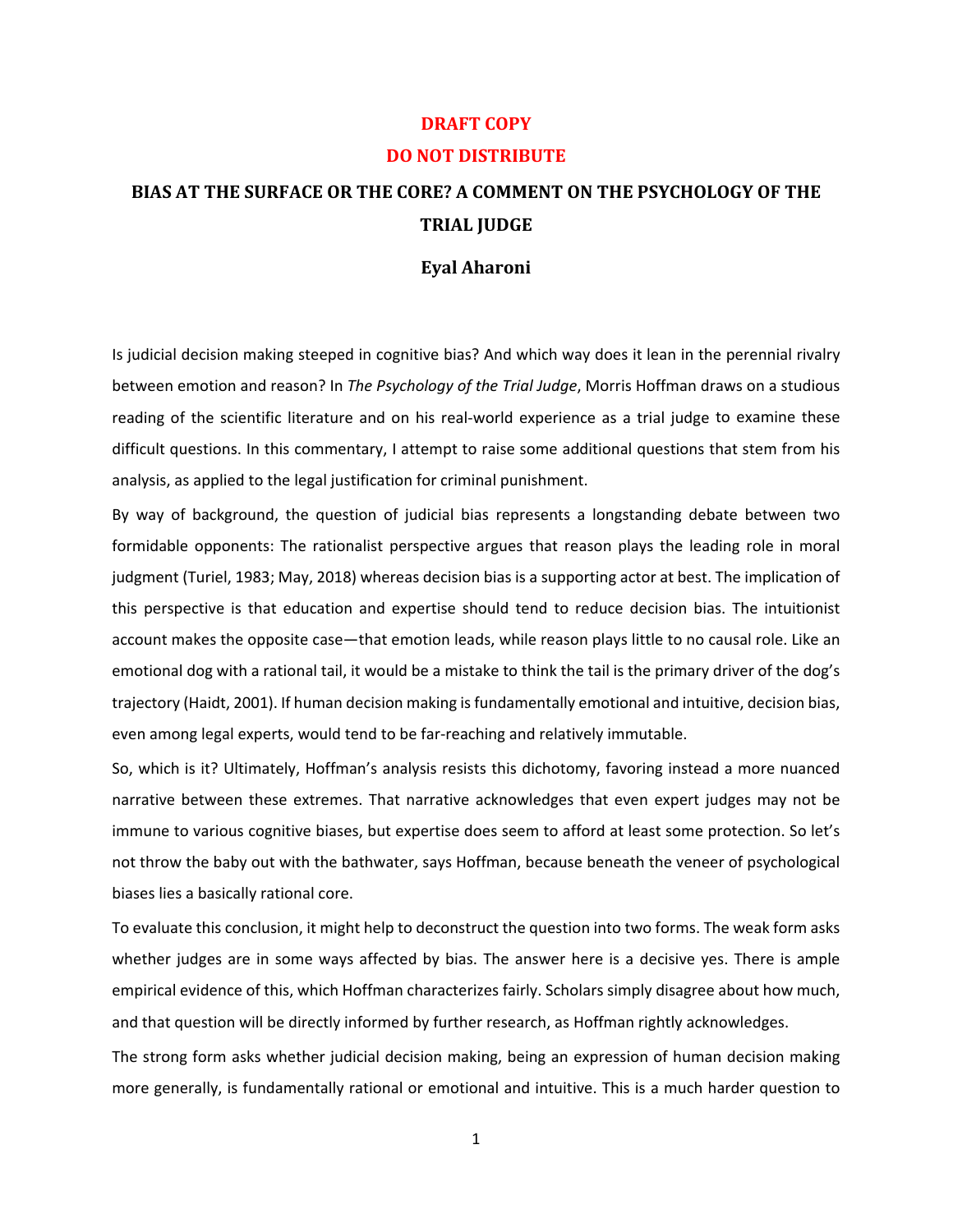**DRAFT COPY**

**DO NOT DISTRIBUTE**

# BIAS AT THE SURFACE OR THE CORE? A COMMENT ON THE PSYCHOLOGY OF THE TRIAL JUDGE

**Eyal Aharoni**

Is judicial decision making steeped in cognitive bias? And which way does it lean in the perennial rivalry between emotion and reason? In *The Psychology of the Trial Judge*, Morris Hoffman draws on a studious reading of the scientific literature and on his real-world experience as a trial judge to examine these difficult questions. In this commentary, I attempt to raise some additional questions that stem from his analysis, as applied to the legal justification for criminal punishment.

By way of background, the question of judicial bias represents a longstanding debate between two formidable opponents: The rationalist perspective argues that reason plays the leading role in moral judgment (Turiel, 1983; May, 2018) whereas decision bias is a supporting actor at best. The implication of this perspective is that education and expertise should tend to reduce decision bias. The intuitionist account makes the opposite case—that emotion leads, while reason plays little to no causal role. Like an emotional dog with a rational tail, it would be a mistake to think the tail is the primary driver of the dog's trajectory (Haidt, 2001). If human decision making is fundamentally emotional and intuitive, decision bias, even among legal experts, would tend to be far-reaching and relatively immutable.

So, which is it? Ultimately, Hoffman's analysis resists this dichotomy, favoring instead a more nuanced narrative between these extremes. That narrative acknowledges that even expert judges may not be immune to various cognitive biases, but expertise does seem to afford at least some protection. So let's not throw the baby out with the bathwater, says Hoffman, because beneath the veneer of psychological biases lies a basically rational core.

To evaluate this conclusion, it might help to deconstruct the question into two forms. The weak form asks whether judges are in some ways affected by bias. The answer here is a decisive yes. There is ample empirical evidence of this, which Hoffman characterizes fairly. Scholars simply disagree about how much, and that question will be directly informed by further research, as Hoffman rightly acknowledges.

The strong form asks whether judicial decision making, being an expression of human decision making more generally, is fundamentally rational or emotional and intuitive. This is a much harder question to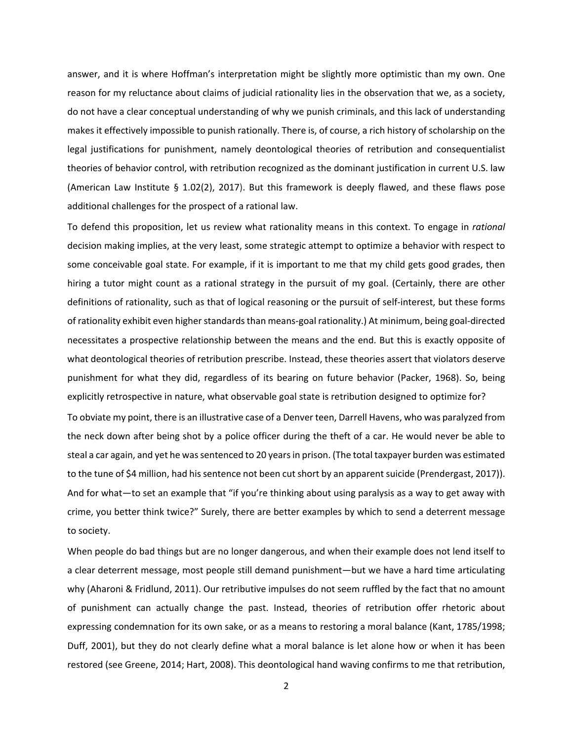answer, and it is where Hoffman's interpretation might be slightly more optimistic than my own. One reason for my reluctance about claims of judicial rationality lies in the observation that we, as a society, do not have a clear conceptual understanding of why we punish criminals, and this lack of understanding makes it effectively impossible to punish rationally. There is, of course, a rich history of scholarship on the legal justifications for punishment, namely deontological theories of retribution and consequentialist theories of behavior control, with retribution recognized as the dominant justification in current U.S. law (American Law Institute § 1.02(2), 2017). But this framework is deeply flawed, and these flaws pose additional challenges for the prospect of a rational law.

To defend this proposition, let us review what rationality means in this context. To engage in *rational* decision making implies, at the very least, some strategic attempt to optimize a behavior with respect to some conceivable goal state. For example, if it is important to me that my child gets good grades, then hiring a tutor might count as a rational strategy in the pursuit of my goal. (Certainly, there are other definitions of rationality, such as that of logical reasoning or the pursuit of self-interest, but these forms of rationality exhibit even higher standards than means-goal rationality.) At minimum, being goal-directed necessitates a prospective relationship between the means and the end. But this is exactly opposite of what deontological theories of retribution prescribe. Instead, these theories assert that violators deserve punishment for what they did, regardless of its bearing on future behavior (Packer, 1968). So, being explicitly retrospective in nature, what observable goal state is retribution designed to optimize for?

To obviate my point, there is an illustrative case of a Denver teen, Darrell Havens, who was paralyzed from the neck down after being shot by a police officer during the theft of a car. He would never be able to steal a car again, and yet he was sentenced to 20 years in prison. (The total taxpayer burden was estimated to the tune of $4 million, had his sentence not been cut short by an apparent suicide (Prendergast, 2017)). And for what—to set an example that "if you're thinking about using paralysis as a way to get away with crime, you better think twice?" Surely, there are better examples by which to send a deterrent message to society.

When people do bad things but are no longer dangerous, and when their example does not lend itself to a clear deterrent message, most people still demand punishment—but we have a hard time articulating why (Aharoni & Fridlund, 2011). Our retributive impulses do not seem ruffled by the fact that no amount of punishment can actually change the past. Instead, theories of retribution offer rhetoric about expressing condemnation for its own sake, or as a means to restoring a moral balance (Kant, 1785/1998; Duff, 2001), but they do not clearly define what a moral balance is let alone how or when it has been restored (see Greene, 2014; Hart, 2008). This deontological hand waving confirms to me that retribution,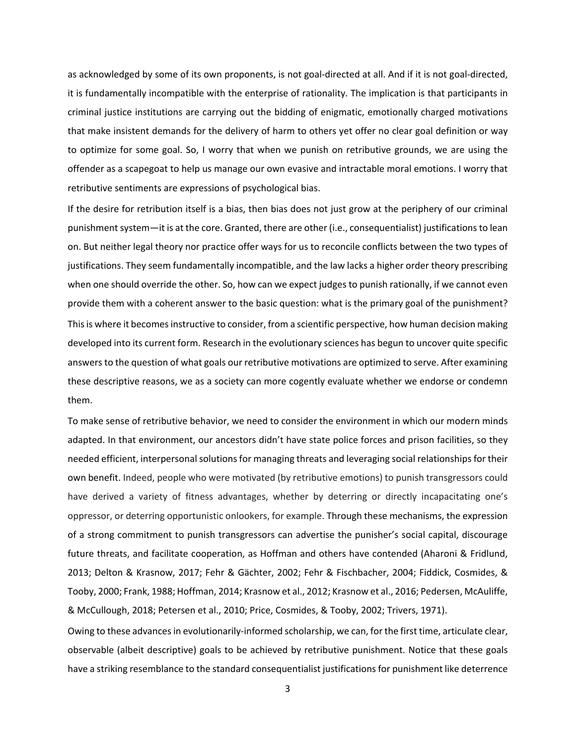as acknowledged by some of its own proponents, is not goal-directed at all. And if it is not goal-directed, it is fundamentally incompatible with the enterprise of rationality. The implication is that participants in criminal justice institutions are carrying out the bidding of enigmatic, emotionally charged motivations that make insistent demands for the delivery of harm to others yet offer no clear goal definition or way to optimize for some goal. So, I worry that when we punish on retributive grounds, we are using the offender as a scapegoat to help us manage our own evasive and intractable moral emotions. I worry that retributive sentiments are expressions of psychological bias.

If the desire for retribution itself is a bias, then bias does not just grow at the periphery of our criminal punishment system—it is at the core. Granted, there are other (i.e., consequentialist) justifications to lean on. But neither legal theory nor practice offer ways for us to reconcile conflicts between the two types of justifications. They seem fundamentally incompatible, and the law lacks a higher order theory prescribing when one should override the other. So, how can we expect judges to punish rationally, if we cannot even provide them with a coherent answer to the basic question: what is the primary goal of the punishment?

This is where it becomes instructive to consider, from a scientific perspective, how human decision making developed into its current form. Research in the evolutionary sciences has begun to uncover quite specific answers to the question of what goals our retributive motivations are optimized to serve. After examining these descriptive reasons, we as a society can more cogently evaluate whether we endorse or condemn them.

To make sense of retributive behavior, we need to consider the environment in which our modern minds adapted. In that environment, our ancestors didn't have state police forces and prison facilities, so they needed efficient, interpersonal solutions for managing threats and leveraging social relationships for their own benefit. Indeed, people who were motivated (by retributive emotions) to punish transgressors could have derived a variety of fitness advantages, whether by deterring or directly incapacitating one's oppressor, or deterring opportunistic onlookers, for example. Through these mechanisms, the expression of a strong commitment to punish transgressors can advertise the punisher's social capital, discourage future threats, and facilitate cooperation, as Hoffman and others have contended (Aharoni & Fridlund, 2013; Delton & Krasnow, 2017; Fehr & Gächter, 2002; Fehr & Fischbacher, 2004; Fiddick, Cosmides, & Tooby, 2000; Frank, 1988; Hoffman, 2014; Krasnow et al., 2012; Krasnow et al., 2016; Pedersen, McAuliffe, & McCullough, 2018; Petersen et al., 2010; Price, Cosmides, & Tooby, 2002; Trivers, 1971).

Owing to these advances in evolutionarily-informed scholarship, we can, for the first time, articulate clear, observable (albeit descriptive) goals to be achieved by retributive punishment. Notice that these goals have a striking resemblance to the standard consequentialist justifications for punishment like deterrence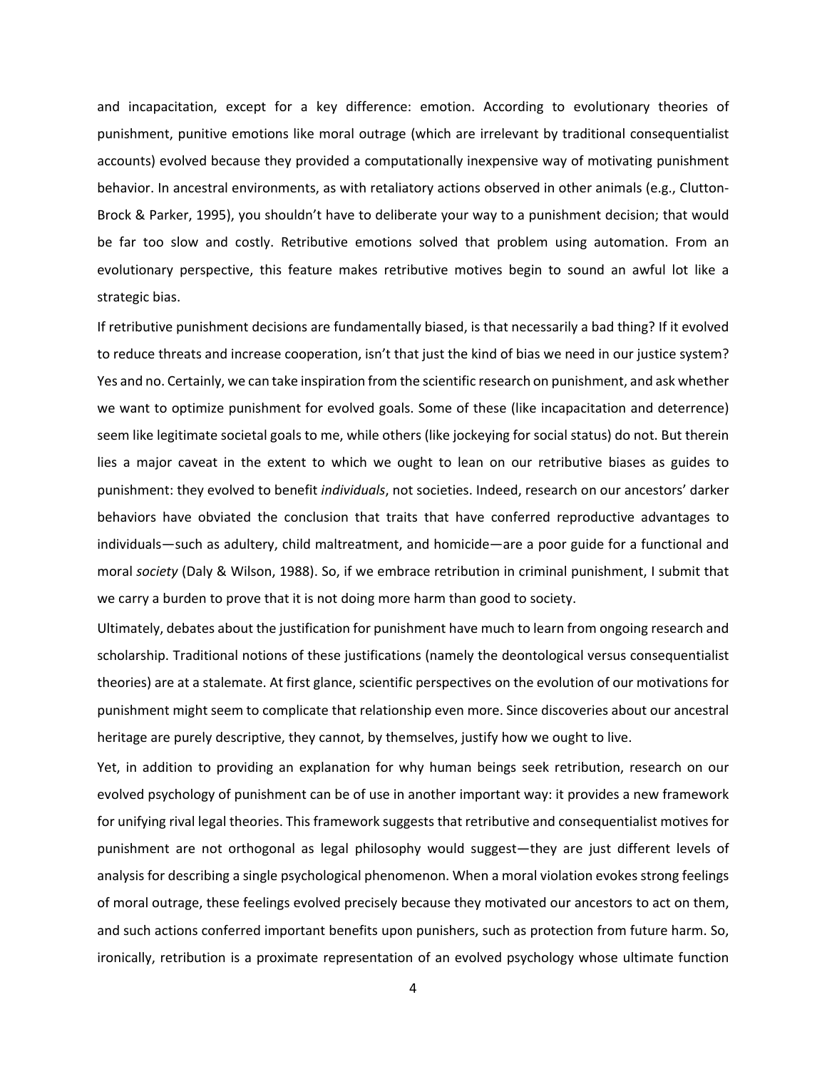and incapacitation, except for a key difference: emotion. According to evolutionary theories of punishment, punitive emotions like moral outrage (which are irrelevant by traditional consequentialist accounts) evolved because they provided a computationally inexpensive way of motivating punishment behavior. In ancestral environments, as with retaliatory actions observed in other animals (e.g., Clutton-Brock & Parker, 1995), you shouldn't have to deliberate your way to a punishment decision; that would be far too slow and costly. Retributive emotions solved that problem using automation. From an evolutionary perspective, this feature makes retributive motives begin to sound an awful lot like a strategic bias.

If retributive punishment decisions are fundamentally biased, is that necessarily a bad thing? If it evolved to reduce threats and increase cooperation, isn't that just the kind of bias we need in our justice system? Yes and no. Certainly, we can take inspiration from the scientific research on punishment, and ask whether we want to optimize punishment for evolved goals. Some of these (like incapacitation and deterrence) seem like legitimate societal goals to me, while others (like jockeying for social status) do not. But therein lies a major caveat in the extent to which we ought to lean on our retributive biases as guides to punishment: they evolved to benefit *individuals*, not societies. Indeed, research on our ancestors' darker behaviors have obviated the conclusion that traits that have conferred reproductive advantages to individuals—such as adultery, child maltreatment, and homicide—are a poor guide for a functional and moral *society* (Daly & Wilson, 1988). So, if we embrace retribution in criminal punishment, I submit that we carry a burden to prove that it is not doing more harm than good to society.

Ultimately, debates about the justification for punishment have much to learn from ongoing research and scholarship. Traditional notions of these justifications (namely the deontological versus consequentialist theories) are at a stalemate. At first glance, scientific perspectives on the evolution of our motivations for punishment might seem to complicate that relationship even more. Since discoveries about our ancestral heritage are purely descriptive, they cannot, by themselves, justify how we ought to live.

Yet, in addition to providing an explanation for why human beings seek retribution, research on our evolved psychology of punishment can be of use in another important way: it provides a new framework for unifying rival legal theories. This framework suggests that retributive and consequentialist motives for punishment are not orthogonal as legal philosophy would suggest—they are just different levels of analysis for describing a single psychological phenomenon. When a moral violation evokes strong feelings of moral outrage, these feelings evolved precisely because they motivated our ancestors to act on them, and such actions conferred important benefits upon punishers, such as protection from future harm. So, ironically, retribution is a proximate representation of an evolved psychology whose ultimate function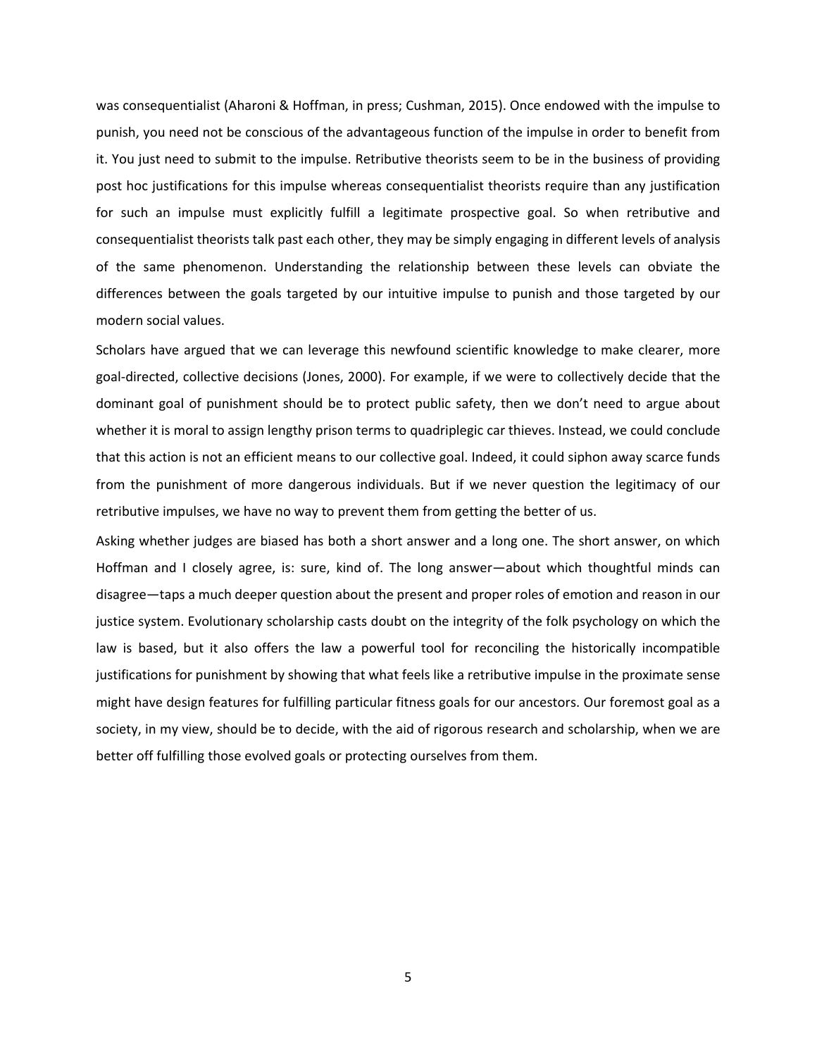was consequentialist (Aharoni & Hoffman, in press; Cushman, 2015). Once endowed with the impulse to punish, you need not be conscious of the advantageous function of the impulse in order to benefit from it. You just need to submit to the impulse. Retributive theorists seem to be in the business of providing post hoc justifications for this impulse whereas consequentialist theorists require than any justification for such an impulse must explicitly fulfill a legitimate prospective goal. So when retributive and consequentialist theorists talk past each other, they may be simply engaging in different levels of analysis of the same phenomenon. Understanding the relationship between these levels can obviate the differences between the goals targeted by our intuitive impulse to punish and those targeted by our modern social values.

Scholars have argued that we can leverage this newfound scientific knowledge to make clearer, more goal-directed, collective decisions (Jones, 2000). For example, if we were to collectively decide that the dominant goal of punishment should be to protect public safety, then we don't need to argue about whether it is moral to assign lengthy prison terms to quadriplegic car thieves. Instead, we could conclude that this action is not an efficient means to our collective goal. Indeed, it could siphon away scarce funds from the punishment of more dangerous individuals. But if we never question the legitimacy of our retributive impulses, we have no way to prevent them from getting the better of us.

Asking whether judges are biased has both a short answer and a long one. The short answer, on which Hoffman and I closely agree, is: sure, kind of. The long answer—about which thoughtful minds can disagree—taps a much deeper question about the present and proper roles of emotion and reason in our justice system. Evolutionary scholarship casts doubt on the integrity of the folk psychology on which the law is based, but it also offers the law a powerful tool for reconciling the historically incompatible justifications for punishment by showing that what feels like a retributive impulse in the proximate sense might have design features for fulfilling particular fitness goals for our ancestors. Our foremost goal as a society, in my view, should be to decide, with the aid of rigorous research and scholarship, when we are better off fulfilling those evolved goals or protecting ourselves from them.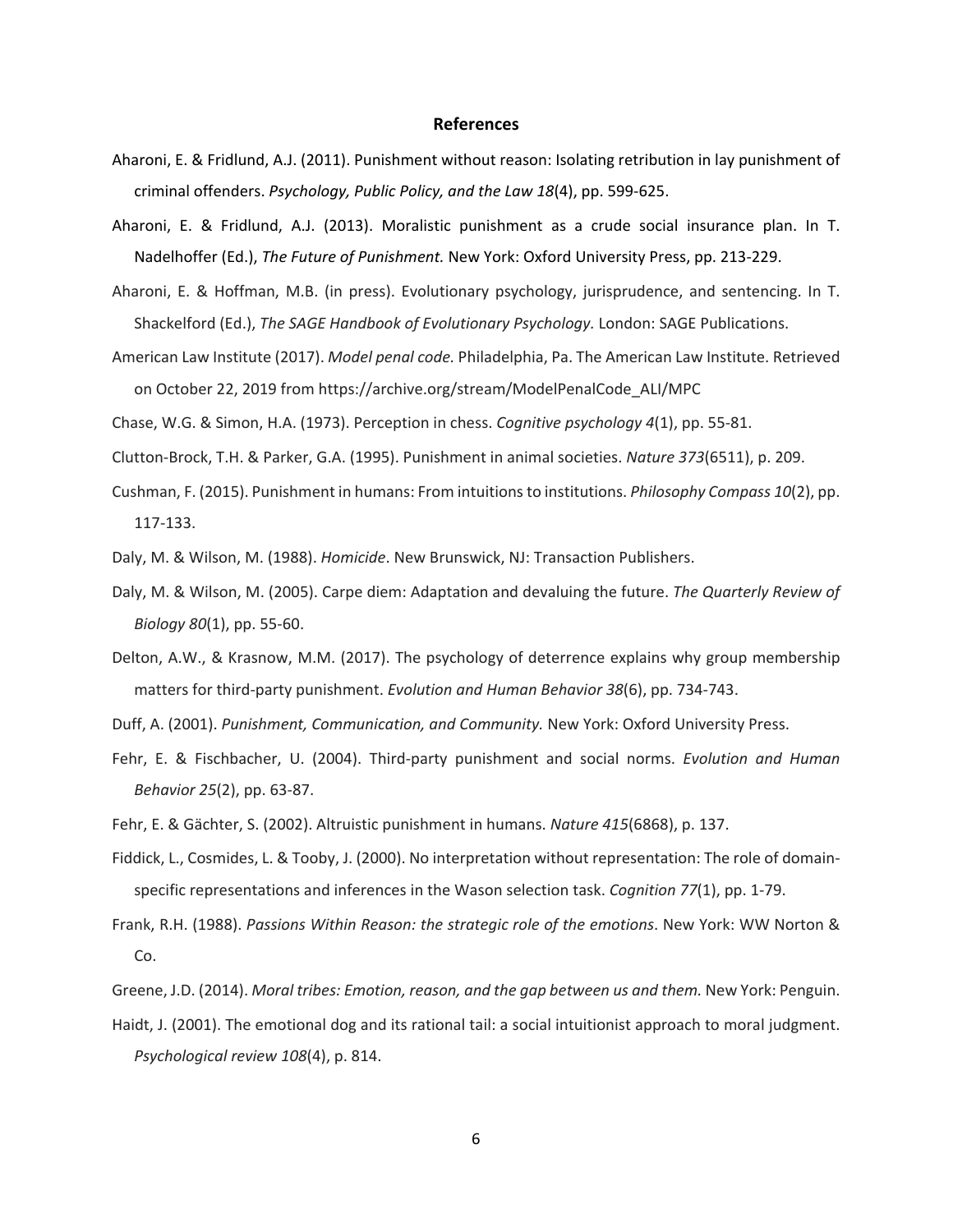## References

Aharoni, E. & Fridlund, A.J. (2011). Punishment without reason: Isolating retribution in lay punishment of criminal offenders. *Psychology, Public Policy, and the Law 18*(4), pp. 599-625.

Aharoni, E. & Fridlund, A.J. (2013). Moralistic punishment as a crude social insurance plan. In T. Nadelhoffer (Ed.), *The Future of Punishment.* New York: Oxford University Press, pp. 213-229.

Aharoni, E. & Hoffman, M.B. (in press). Evolutionary psychology, jurisprudence, and sentencing. In T. Shackelford (Ed.), *The SAGE Handbook of Evolutionary Psychology.* London: SAGE Publications.

American Law Institute (2017). *Model penal code.* Philadelphia, Pa. The American Law Institute. Retrieved on October 22, 2019 from https://archive.org/stream/ModelPenalCode_ALI/MPC

Chase, W.G. & Simon, H.A. (1973). Perception in chess. *Cognitive psychology 4*(1), pp. 55-81.

Clutton-Brock, T.H. & Parker, G.A. (1995). Punishment in animal societies. *Nature 373*(6511), p. 209.

Cushman, F. (2015). Punishment in humans: From intuitions to institutions. *Philosophy Compass 10*(2), pp. 117-133.

Daly, M. & Wilson, M. (1988). *Homicide*. New Brunswick, NJ: Transaction Publishers.

Daly, M. & Wilson, M. (2005). Carpe diem: Adaptation and devaluing the future. *The Quarterly Review of Biology 80*(1), pp. 55-60.

Delton, A.W., & Krasnow, M.M. (2017). The psychology of deterrence explains why group membership matters for third-party punishment. *Evolution and Human Behavior 38*(6), pp. 734-743.

Duff, A. (2001). *Punishment, Communication, and Community.* New York: Oxford University Press.

Fehr, E. & Fischbacher, U. (2004). Third-party punishment and social norms. *Evolution and Human Behavior 25*(2), pp. 63-87.

Fehr, E. & Gächter, S. (2002). Altruistic punishment in humans. *Nature 415*(6868), p. 137.

Fiddick, L., Cosmides, L. & Tooby, J. (2000). No interpretation without representation: The role of domain-specific representations and inferences in the Wason selection task. *Cognition 77*(1), pp. 1-79.

Frank, R.H. (1988). *Passions Within Reason: the strategic role of the emotions*. New York: WW Norton & Co.

Greene, J.D. (2014). *Moral tribes: Emotion, reason, and the gap between us and them.* New York: Penguin.

Haidt, J. (2001). The emotional dog and its rational tail: a social intuitionist approach to moral judgment. *Psychological review 108*(4), p. 814.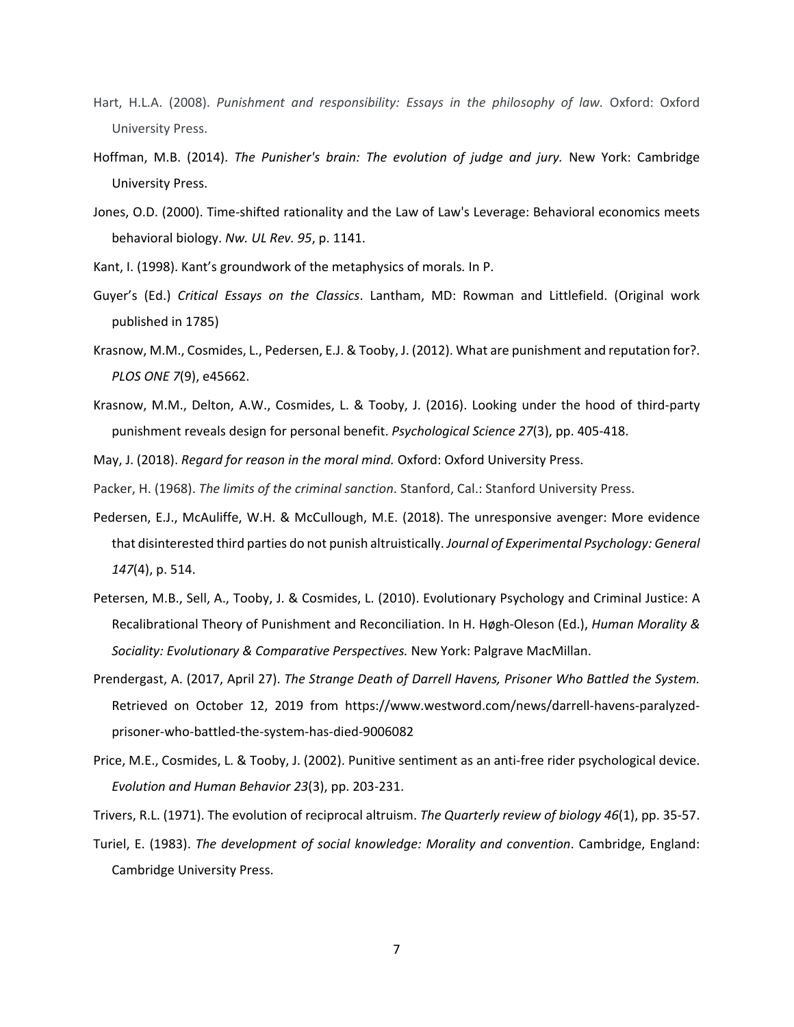Hart, H.L.A. (2008). *Punishment and responsibility: Essays in the philosophy of law.* Oxford: Oxford University Press.

Hoffman, M.B. (2014). *The Punisher's brain: The evolution of judge and jury.* New York: Cambridge University Press.

Jones, O.D. (2000). Time-shifted rationality and the Law of Law's Leverage: Behavioral economics meets behavioral biology. *Nw. UL Rev. 95*, p. 1141.

Kant, I. (1998). Kant's groundwork of the metaphysics of morals. In P.

Guyer's (Ed.) *Critical Essays on the Classics*. Lantham, MD: Rowman and Littlefield. (Original work published in 1785)

Krasnow, M.M., Cosmides, L., Pedersen, E.J. & Tooby, J. (2012). What are punishment and reputation for?. *PLOS ONE 7*(9), e45662.

Krasnow, M.M., Delton, A.W., Cosmides, L. & Tooby, J. (2016). Looking under the hood of third-party punishment reveals design for personal benefit. *Psychological Science 27*(3), pp. 405-418.

May, J. (2018). *Regard for reason in the moral mind.* Oxford: Oxford University Press.

Packer, H. (1968). *The limits of the criminal sanction*. Stanford, Cal.: Stanford University Press.

Pedersen, E.J., McAuliffe, W.H. & McCullough, M.E. (2018). The unresponsive avenger: More evidence that disinterested third parties do not punish altruistically. *Journal of Experimental Psychology: General 147*(4), p. 514.

Petersen, M.B., Sell, A., Tooby, J. & Cosmides, L. (2010). Evolutionary Psychology and Criminal Justice: A Recalibrational Theory of Punishment and Reconciliation. In H. Høgh-Oleson (Ed.), *Human Morality & Sociality: Evolutionary & Comparative Perspectives.* New York: Palgrave MacMillan.

Prendergast, A. (2017, April 27). *The Strange Death of Darrell Havens, Prisoner Who Battled the System.* Retrieved on October 12, 2019 from https://www.westword.com/news/darrell-havens-paralyzed-prisoner-who-battled-the-system-has-died-9006082

Price, M.E., Cosmides, L. & Tooby, J. (2002). Punitive sentiment as an anti-free rider psychological device. *Evolution and Human Behavior 23*(3), pp. 203-231.

Trivers, R.L. (1971). The evolution of reciprocal altruism. *The Quarterly review of biology 46*(1), pp. 35-57.

Turiel, E. (1983). *The development of social knowledge: Morality and convention*. Cambridge, England: Cambridge University Press.